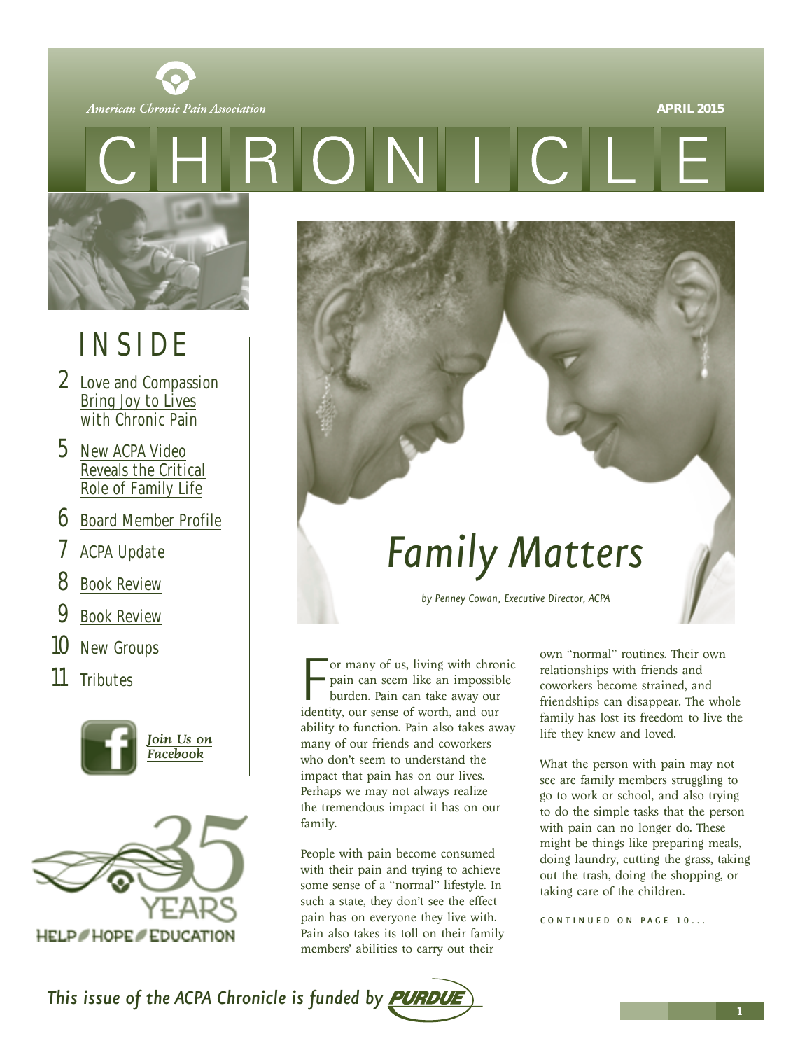American Chronic Pain Association

APRIL 2015

# CHRONICLE

## INSIDE

- 2 Love and Compassion Bring Joy to Lives with Chronic Pain
- 5 New ACPA Video Reveals the Critical Role of Family Life
- 6 Board Member Profile
- 7 ACPA Update
- 8 Book Review
- 9 Book Review
- 10 New Groups
- 11 Tributes

*Join Us on Facebook*

35 YEARS
HELP / HOPE / EDUCATION

# Family Matters

*by Penney Cowan, Executive Director, ACPA*

For many of us, living with chronic pain can seem like an impossible burden. Pain can take away our identity, our sense of worth, and our ability to function. Pain also takes away many of our friends and coworkers who don't seem to understand the impact that pain has on our lives. Perhaps we may not always realize the tremendous impact it has on our family.

People with pain become consumed with their pain and trying to achieve some sense of a "normal" lifestyle. In such a state, they don't see the effect pain has on everyone they live with. Pain also takes its toll on their family members' abilities to carry out their own "normal" routines. Their own relationships with friends and coworkers become strained, and friendships can disappear. The whole family has lost its freedom to live the life they knew and loved.

What the person with pain may not see are family members struggling to go to work or school, and also trying to do the simple tasks that the person with pain can no longer do. These might be things like preparing meals, doing laundry, cutting the grass, taking out the trash, doing the shopping, or taking care of the children.

CONTINUED ON PAGE 10...

*This issue of the ACPA Chronicle is funded by PURDUE*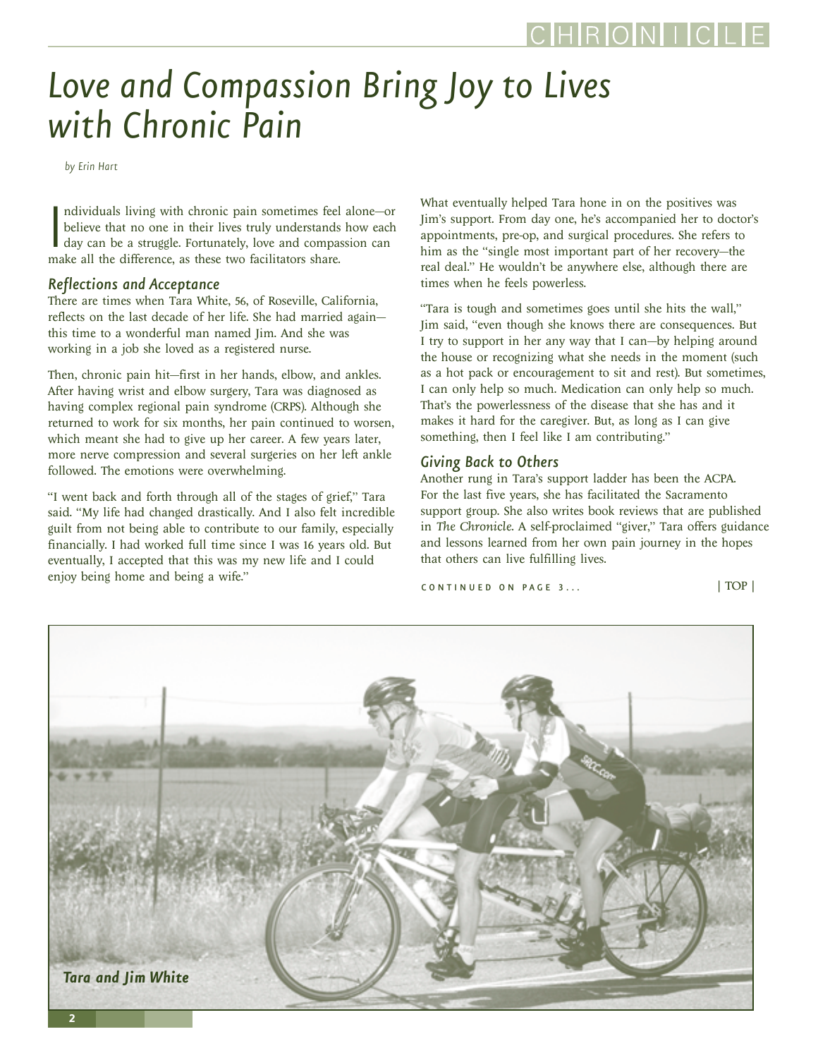# Love and Compassion Bring Joy to Lives with Chronic Pain

*by Erin Hart*

Individuals living with chronic pain sometimes feel alone—or believe that no one in their lives truly understands how each day can be a struggle. Fortunately, love and compassion can make all the difference, as these two facilitators share.

## Reflections and Acceptance

There are times when Tara White, 56, of Roseville, California, reflects on the last decade of her life. She had married again—this time to a wonderful man named Jim. And she was working in a job she loved as a registered nurse.

Then, chronic pain hit—first in her hands, elbow, and ankles. After having wrist and elbow surgery, Tara was diagnosed as having complex regional pain syndrome (CRPS). Although she returned to work for six months, her pain continued to worsen, which meant she had to give up her career. A few years later, more nerve compression and several surgeries on her left ankle followed. The emotions were overwhelming.

"I went back and forth through all of the stages of grief," Tara said. "My life had changed drastically. And I also felt incredible guilt from not being able to contribute to our family, especially financially. I had worked full time since I was 16 years old. But eventually, I accepted that this was my new life and I could enjoy being home and being a wife."

What eventually helped Tara hone in on the positives was Jim's support. From day one, he's accompanied her to doctor's appointments, pre-op, and surgical procedures. She refers to him as the "single most important part of her recovery—the real deal." He wouldn't be anywhere else, although there are times when he feels powerless.

"Tara is tough and sometimes goes until she hits the wall," Jim said, "even though she knows there are consequences. But I try to support in her any way that I can—by helping around the house or recognizing what she needs in the moment (such as a hot pack or encouragement to sit and rest). But sometimes, I can only help so much. Medication can only help so much. That's the powerlessness of the disease that she has and it makes it hard for the caregiver. But, as long as I can give something, then I feel like I am contributing."

## Giving Back to Others

Another rung in Tara's support ladder has been the ACPA. For the last five years, she has facilitated the Sacramento support group. She also writes book reviews that are published in *The Chronicle*. A self-proclaimed "giver," Tara offers guidance and lessons learned from her own pain journey in the hopes that others can live fulfilling lives.

CONTINUED ON PAGE 3...

| TOP |

**Tara and Jim White**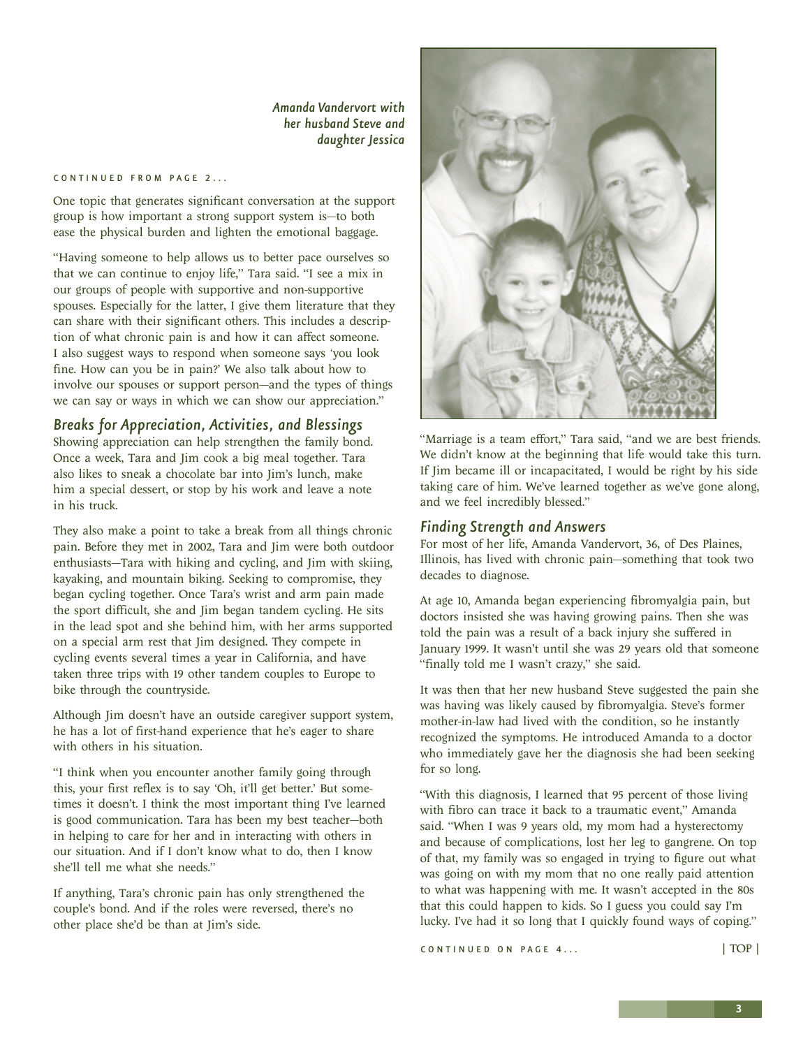*Amanda Vandervort with her husband Steve and daughter Jessica*

CONTINUED FROM PAGE 2...

One topic that generates significant conversation at the support group is how important a strong support system is—to both ease the physical burden and lighten the emotional baggage.

"Having someone to help allows us to better pace ourselves so that we can continue to enjoy life," Tara said. "I see a mix in our groups of people with supportive and non-supportive spouses. Especially for the latter, I give them literature that they can share with their significant others. This includes a description of what chronic pain is and how it can affect someone. I also suggest ways to respond when someone says 'you look fine. How can you be in pain?' We also talk about how to involve our spouses or support person—and the types of things we can say or ways in which we can show our appreciation."

## Breaks for Appreciation, Activities, and Blessings

Showing appreciation can help strengthen the family bond. Once a week, Tara and Jim cook a big meal together. Tara also likes to sneak a chocolate bar into Jim's lunch, make him a special dessert, or stop by his work and leave a note in his truck.

They also make a point to take a break from all things chronic pain. Before they met in 2002, Tara and Jim were both outdoor enthusiasts—Tara with hiking and cycling, and Jim with skiing, kayaking, and mountain biking. Seeking to compromise, they began cycling together. Once Tara's wrist and arm pain made the sport difficult, she and Jim began tandem cycling. He sits in the lead spot and she behind him, with her arms supported on a special arm rest that Jim designed. They compete in cycling events several times a year in California, and have taken three trips with 19 other tandem couples to Europe to bike through the countryside.

Although Jim doesn't have an outside caregiver support system, he has a lot of first-hand experience that he's eager to share with others in his situation.

"I think when you encounter another family going through this, your first reflex is to say 'Oh, it'll get better.' But sometimes it doesn't. I think the most important thing I've learned is good communication. Tara has been my best teacher—both in helping to care for her and in interacting with others in our situation. And if I don't know what to do, then I know she'll tell me what she needs."

If anything, Tara's chronic pain has only strengthened the couple's bond. And if the roles were reversed, there's no other place she'd be than at Jim's side.

"Marriage is a team effort," Tara said, "and we are best friends. We didn't know at the beginning that life would take this turn. If Jim became ill or incapacitated, I would be right by his side taking care of him. We've learned together as we've gone along, and we feel incredibly blessed."

## Finding Strength and Answers

For most of her life, Amanda Vandervort, 36, of Des Plaines, Illinois, has lived with chronic pain—something that took two decades to diagnose.

At age 10, Amanda began experiencing fibromyalgia pain, but doctors insisted she was having growing pains. Then she was told the pain was a result of a back injury she suffered in January 1999. It wasn't until she was 29 years old that someone "finally told me I wasn't crazy," she said.

It was then that her new husband Steve suggested the pain she was having was likely caused by fibromyalgia. Steve's former mother-in-law had lived with the condition, so he instantly recognized the symptoms. He introduced Amanda to a doctor who immediately gave her the diagnosis she had been seeking for so long.

"With this diagnosis, I learned that 95 percent of those living with fibro can trace it back to a traumatic event," Amanda said. "When I was 9 years old, my mom had a hysterectomy and because of complications, lost her leg to gangrene. On top of that, my family was so engaged in trying to figure out what was going on with my mom that no one really paid attention to what was happening with me. It wasn't accepted in the 80s that this could happen to kids. So I guess you could say I'm lucky. I've had it so long that I quickly found ways of coping."

CONTINUED ON PAGE 4...

| TOP |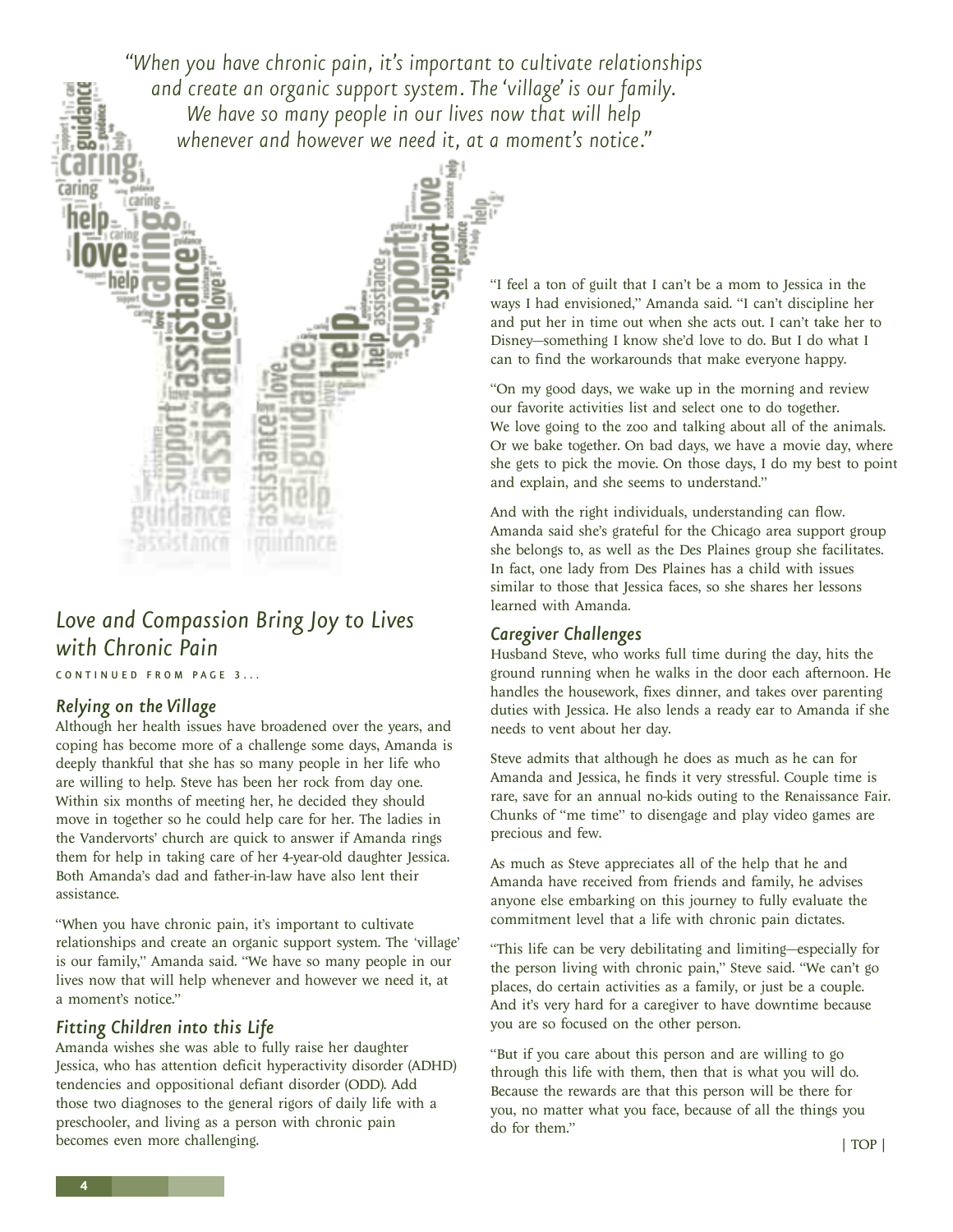*"When you have chronic pain, it's important to cultivate relationships and create an organic support system. The 'village' is our family. We have so many people in our lives now that will help whenever and however we need it, at a moment's notice."*

## *Love and Compassion Bring Joy to Lives with Chronic Pain*

CONTINUED FROM PAGE 3...

### *Relying on the Village*

Although her health issues have broadened over the years, and coping has become more of a challenge some days, Amanda is deeply thankful that she has so many people in her life who are willing to help. Steve has been her rock from day one. Within six months of meeting her, he decided they should move in together so he could help care for her. The ladies in the Vandervorts' church are quick to answer if Amanda rings them for help in taking care of her 4-year-old daughter Jessica. Both Amanda's dad and father-in-law have also lent their assistance.

"When you have chronic pain, it's important to cultivate relationships and create an organic support system. The 'village' is our family," Amanda said. "We have so many people in our lives now that will help whenever and however we need it, at a moment's notice."

### *Fitting Children into this Life*

Amanda wishes she was able to fully raise her daughter Jessica, who has attention deficit hyperactivity disorder (ADHD) tendencies and oppositional defiant disorder (ODD). Add those two diagnoses to the general rigors of daily life with a preschooler, and living as a person with chronic pain becomes even more challenging.

"I feel a ton of guilt that I can't be a mom to Jessica in the ways I had envisioned," Amanda said. "I can't discipline her and put her in time out when she acts out. I can't take her to Disney—something I know she'd love to do. But I do what I can to find the workarounds that make everyone happy.

"On my good days, we wake up in the morning and review our favorite activities list and select one to do together. We love going to the zoo and talking about all of the animals. Or we bake together. On bad days, we have a movie day, where she gets to pick the movie. On those days, I do my best to point and explain, and she seems to understand."

And with the right individuals, understanding can flow. Amanda said she's grateful for the Chicago area support group she belongs to, as well as the Des Plaines group she facilitates. In fact, one lady from Des Plaines has a child with issues similar to those that Jessica faces, so she shares her lessons learned with Amanda.

### *Caregiver Challenges*

Husband Steve, who works full time during the day, hits the ground running when he walks in the door each afternoon. He handles the housework, fixes dinner, and takes over parenting duties with Jessica. He also lends a ready ear to Amanda if she needs to vent about her day.

Steve admits that although he does as much as he can for Amanda and Jessica, he finds it very stressful. Couple time is rare, save for an annual no-kids outing to the Renaissance Fair. Chunks of "me time" to disengage and play video games are precious and few.

As much as Steve appreciates all of the help that he and Amanda have received from friends and family, he advises anyone else embarking on this journey to fully evaluate the commitment level that a life with chronic pain dictates.

"This life can be very debilitating and limiting—especially for the person living with chronic pain," Steve said. "We can't go places, do certain activities as a family, or just be a couple. And it's very hard for a caregiver to have downtime because you are so focused on the other person.

"But if you care about this person and are willing to go through this life with them, then that is what you will do. Because the rewards are that this person will be there for you, no matter what you face, because of all the things you do for them."

| TOP |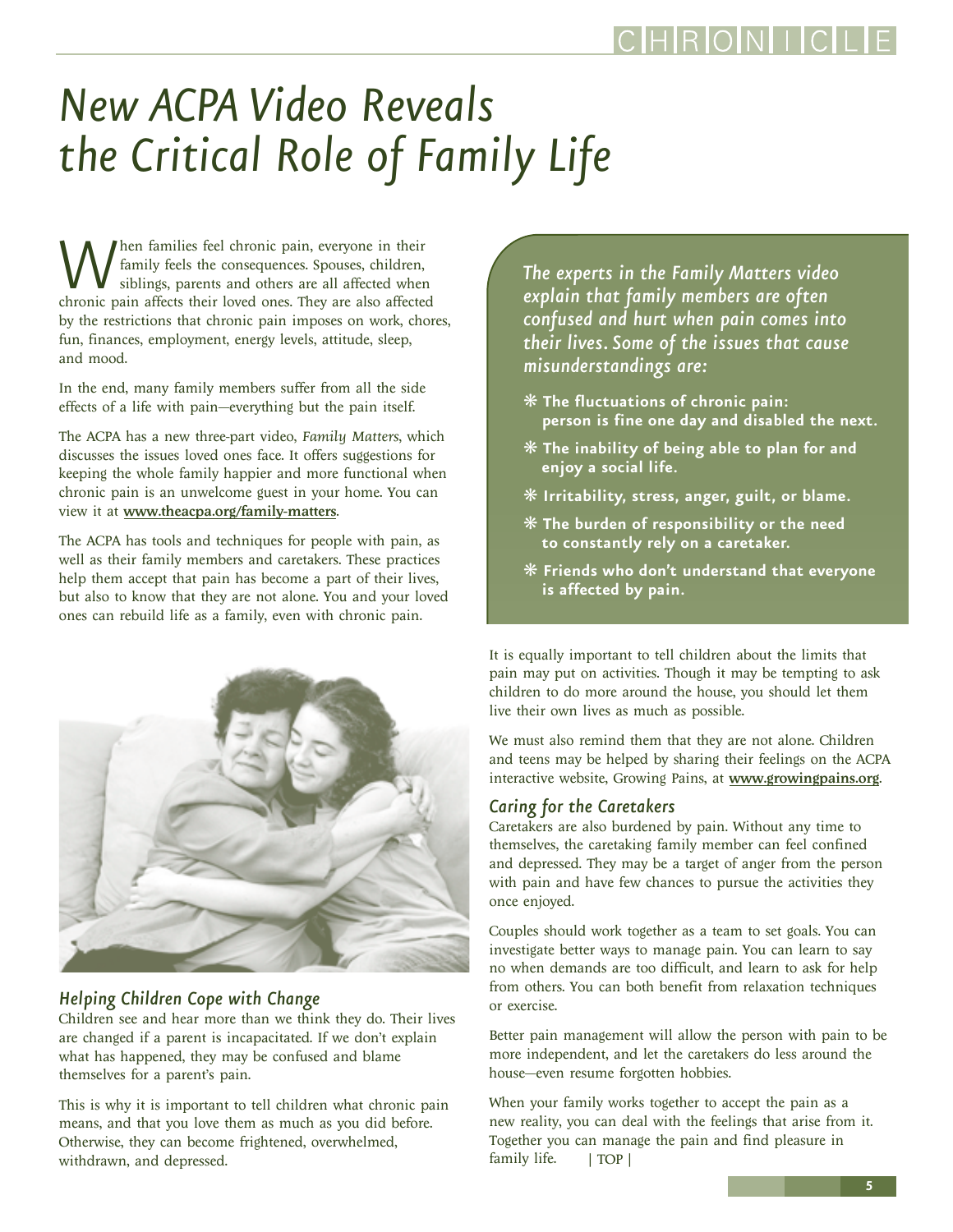# New ACPA Video Reveals the Critical Role of Family Life

When families feel chronic pain, everyone in their family feels the consequences. Spouses, children, siblings, parents and others are all affected when chronic pain affects their loved ones. They are also affected by the restrictions that chronic pain imposes on work, chores, fun, finances, employment, energy levels, attitude, sleep, and mood.

In the end, many family members suffer from all the side effects of a life with pain—everything but the pain itself.

The ACPA has a new three-part video, *Family Matters*, which discusses the issues loved ones face. It offers suggestions for keeping the whole family happier and more functional when chronic pain is an unwelcome guest in your home. You can view it at **www.theacpa.org/family-matters**.

The ACPA has tools and techniques for people with pain, as well as their family members and caretakers. These practices help them accept that pain has become a part of their lives, but also to know that they are not alone. You and your loved ones can rebuild life as a family, even with chronic pain.

*The experts in the Family Matters video explain that family members are often confused and hurt when pain comes into their lives. Some of the issues that cause misunderstandings are:*

- **The fluctuations of chronic pain: person is fine one day and disabled the next.**
- **The inability of being able to plan for and enjoy a social life.**
- **Irritability, stress, anger, guilt, or blame.**
- **The burden of responsibility or the need to constantly rely on a caretaker.**
- **Friends who don't understand that everyone is affected by pain.**

## Helping Children Cope with Change

Children see and hear more than we think they do. Their lives are changed if a parent is incapacitated. If we don't explain what has happened, they may be confused and blame themselves for a parent's pain.

This is why it is important to tell children what chronic pain means, and that you love them as much as you did before. Otherwise, they can become frightened, overwhelmed, withdrawn, and depressed.

It is equally important to tell children about the limits that pain may put on activities. Though it may be tempting to ask children to do more around the house, you should let them live their own lives as much as possible.

We must also remind them that they are not alone. Children and teens may be helped by sharing their feelings on the ACPA interactive website, Growing Pains, at **www.growingpains.org**.

## Caring for the Caretakers

Caretakers are also burdened by pain. Without any time to themselves, the caretaking family member can feel confined and depressed. They may be a target of anger from the person with pain and have few chances to pursue the activities they once enjoyed.

Couples should work together as a team to set goals. You can investigate better ways to manage pain. You can learn to say no when demands are too difficult, and learn to ask for help from others. You can both benefit from relaxation techniques or exercise.

Better pain management will allow the person with pain to be more independent, and let the caretakers do less around the house—even resume forgotten hobbies.

When your family works together to accept the pain as a new reality, you can deal with the feelings that arise from it. Together you can manage the pain and find pleasure in family life. | TOP |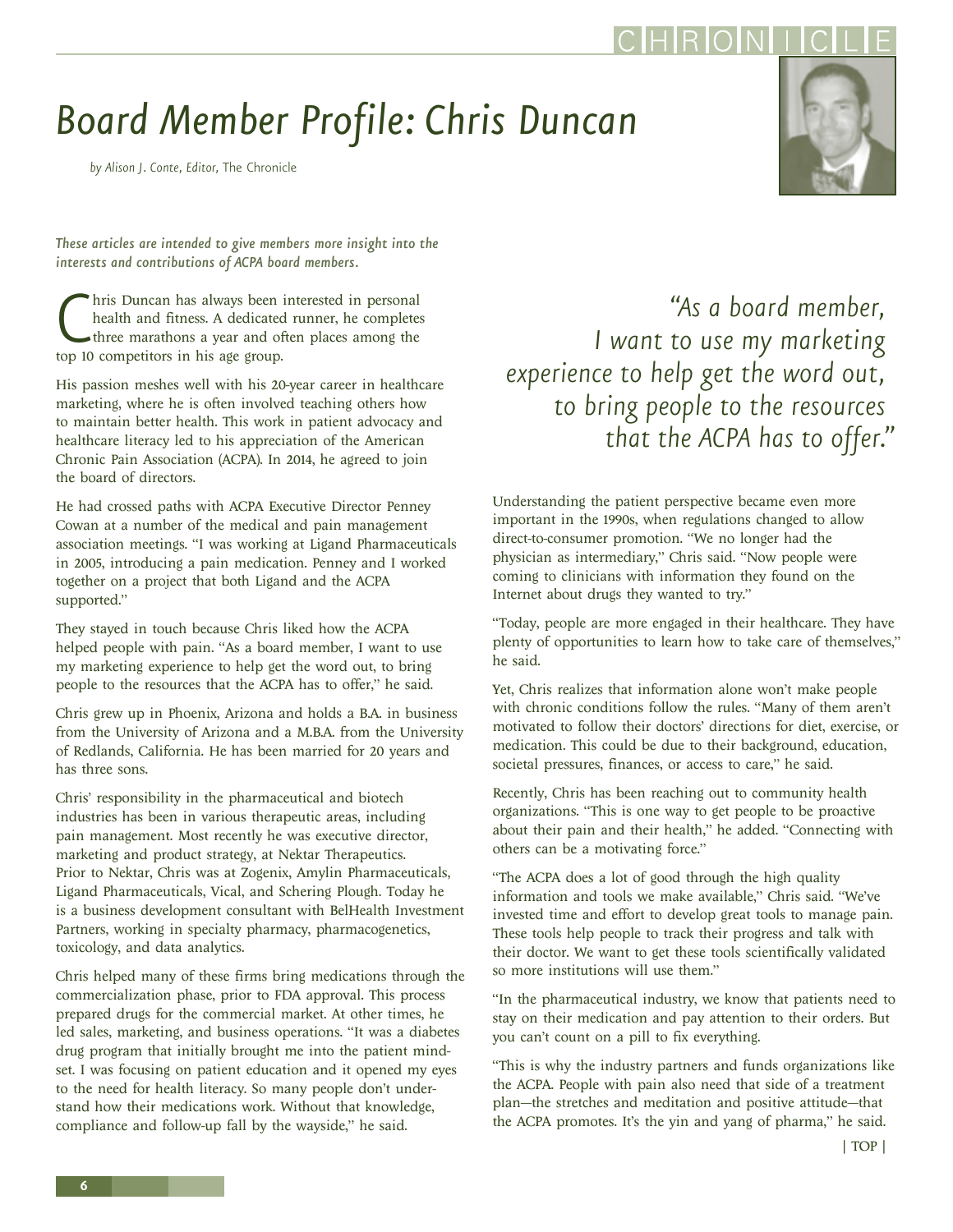# Board Member Profile: Chris Duncan

*by Alison J. Conte, Editor, The Chronicle*

*These articles are intended to give members more insight into the interests and contributions of ACPA board members.*

Chris Duncan has always been interested in personal health and fitness. A dedicated runner, he completes three marathons a year and often places among the top 10 competitors in his age group.

His passion meshes well with his 20-year career in healthcare marketing, where he is often involved teaching others how to maintain better health. This work in patient advocacy and healthcare literacy led to his appreciation of the American Chronic Pain Association (ACPA). In 2014, he agreed to join the board of directors.

He had crossed paths with ACPA Executive Director Penney Cowan at a number of the medical and pain management association meetings. "I was working at Ligand Pharmaceuticals in 2005, introducing a pain medication. Penney and I worked together on a project that both Ligand and the ACPA supported."

They stayed in touch because Chris liked how the ACPA helped people with pain. "As a board member, I want to use my marketing experience to help get the word out, to bring people to the resources that the ACPA has to offer," he said.

> *"As a board member, I want to use my marketing experience to help get the word out, to bring people to the resources that the ACPA has to offer."*

Chris grew up in Phoenix, Arizona and holds a B.A. in business from the University of Arizona and a M.B.A. from the University of Redlands, California. He has been married for 20 years and has three sons.

Chris' responsibility in the pharmaceutical and biotech industries has been in various therapeutic areas, including pain management. Most recently he was executive director, marketing and product strategy, at Nektar Therapeutics. Prior to Nektar, Chris was at Zogenix, Amylin Pharmaceuticals, Ligand Pharmaceuticals, Vical, and Schering Plough. Today he is a business development consultant with BelHealth Investment Partners, working in specialty pharmacy, pharmacogenetics, toxicology, and data analytics.

Chris helped many of these firms bring medications through the commercialization phase, prior to FDA approval. This process prepared drugs for the commercial market. At other times, he led sales, marketing, and business operations. "It was a diabetes drug program that initially brought me into the patient mindset. I was focusing on patient education and it opened my eyes to the need for health literacy. So many people don't understand how their medications work. Without that knowledge, compliance and follow-up fall by the wayside," he said.

Understanding the patient perspective became even more important in the 1990s, when regulations changed to allow direct-to-consumer promotion. "We no longer had the physician as intermediary," Chris said. "Now people were coming to clinicians with information they found on the Internet about drugs they wanted to try."

"Today, people are more engaged in their healthcare. They have plenty of opportunities to learn how to take care of themselves," he said.

Yet, Chris realizes that information alone won't make people with chronic conditions follow the rules. "Many of them aren't motivated to follow their doctors' directions for diet, exercise, or medication. This could be due to their background, education, societal pressures, finances, or access to care," he said.

Recently, Chris has been reaching out to community health organizations. "This is one way to get people to be proactive about their pain and their health," he added. "Connecting with others can be a motivating force."

"The ACPA does a lot of good through the high quality information and tools we make available," Chris said. "We've invested time and effort to develop great tools to manage pain. These tools help people to track their progress and talk with their doctor. We want to get these tools scientifically validated so more institutions will use them."

"In the pharmaceutical industry, we know that patients need to stay on their medication and pay attention to their orders. But you can't count on a pill to fix everything.

"This is why the industry partners and funds organizations like the ACPA. People with pain also need that side of a treatment plan—the stretches and meditation and positive attitude—that the ACPA promotes. It's the yin and yang of pharma," he said.

| TOP |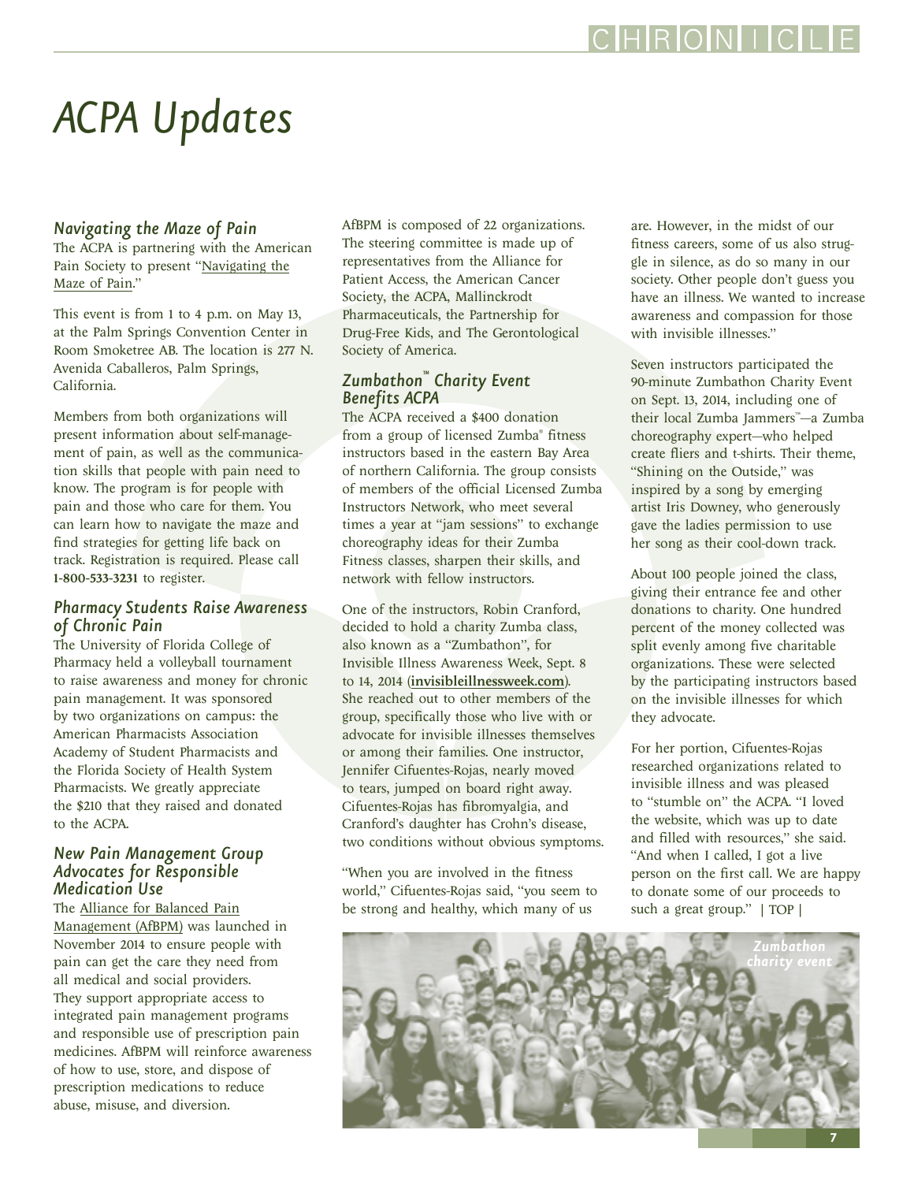# ACPA Updates

### Navigating the Maze of Pain

The ACPA is partnering with the American Pain Society to present "Navigating the Maze of Pain."

This event is from 1 to 4 p.m. on May 13, at the Palm Springs Convention Center in Room Smoketree AB. The location is 277 N. Avenida Caballeros, Palm Springs, California.

Members from both organizations will present information about self-management of pain, as well as the communication skills that people with pain need to know. The program is for people with pain and those who care for them. You can learn how to navigate the maze and find strategies for getting life back on track. Registration is required. Please call **1-800-533-3231** to register.

### Pharmacy Students Raise Awareness of Chronic Pain

The University of Florida College of Pharmacy held a volleyball tournament to raise awareness and money for chronic pain management. It was sponsored by two organizations on campus: the American Pharmacists Association Academy of Student Pharmacists and the Florida Society of Health System Pharmacists. We greatly appreciate the $210 that they raised and donated to the ACPA.

### New Pain Management Group Advocates for Responsible Medication Use

The Alliance for Balanced Pain Management (AfBPM) was launched in November 2014 to ensure people with pain can get the care they need from all medical and social providers. They support appropriate access to integrated pain management programs and responsible use of prescription pain medicines. AfBPM will reinforce awareness of how to use, store, and dispose of prescription medications to reduce abuse, misuse, and diversion.

AfBPM is composed of 22 organizations. The steering committee is made up of representatives from the Alliance for Patient Access, the American Cancer Society, the ACPA, Mallinckrodt Pharmaceuticals, the Partnership for Drug-Free Kids, and The Gerontological Society of America.

### Zumbathon™ Charity Event Benefits ACPA

The ACPA received a $400 donation from a group of licensed Zumba® fitness instructors based in the eastern Bay Area of northern California. The group consists of members of the official Licensed Zumba Instructors Network, who meet several times a year at "jam sessions" to exchange choreography ideas for their Zumba Fitness classes, sharpen their skills, and network with fellow instructors.

One of the instructors, Robin Cranford, decided to hold a charity Zumba class, also known as a "Zumbathon", for Invisible Illness Awareness Week, Sept. 8 to 14, 2014 (**invisibleillnessweek.com**). She reached out to other members of the group, specifically those who live with or advocate for invisible illnesses themselves or among their families. One instructor, Jennifer Cifuentes-Rojas, nearly moved to tears, jumped on board right away. Cifuentes-Rojas has fibromyalgia, and Cranford's daughter has Crohn's disease, two conditions without obvious symptoms.

"When you are involved in the fitness world," Cifuentes-Rojas said, "you seem to be strong and healthy, which many of us are. However, in the midst of our fitness careers, some of us also struggle in silence, as do so many in our society. Other people don't guess you have an illness. We wanted to increase awareness and compassion for those with invisible illnesses."

Seven instructors participated the 90-minute Zumbathon Charity Event on Sept. 13, 2014, including one of their local Zumba Jammers™—a Zumba choreography expert—who helped create fliers and t-shirts. Their theme, "Shining on the Outside," was inspired by a song by emerging artist Iris Downey, who generously gave the ladies permission to use her song as their cool-down track.

About 100 people joined the class, giving their entrance fee and other donations to charity. One hundred percent of the money collected was split evenly among five charitable organizations. These were selected by the participating instructors based on the invisible illnesses for which they advocate.

For her portion, Cifuentes-Rojas researched organizations related to invisible illness and was pleased to "stumble on" the ACPA. "I loved the website, which was up to date and filled with resources," she said. "And when I called, I got a live person on the first call. We are happy to donate some of our proceeds to such a great group." | TOP |

*Zumbathon charity event*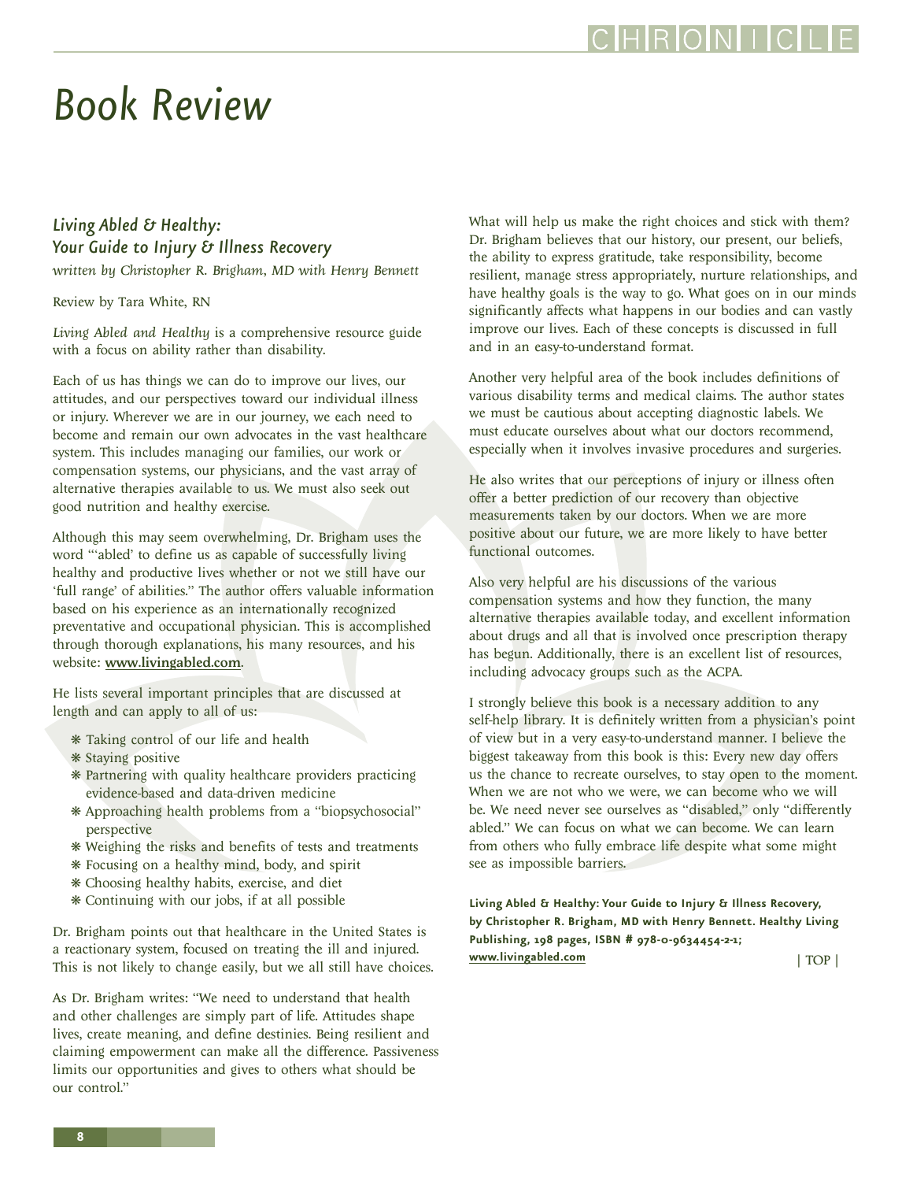# Book Review

## *Living Abled & Healthy: Your Guide to Injury & Illness Recovery*

*written by Christopher R. Brigham, MD with Henry Bennett*

Review by Tara White, RN

*Living Abled and Healthy* is a comprehensive resource guide with a focus on ability rather than disability.

Each of us has things we can do to improve our lives, our attitudes, and our perspectives toward our individual illness or injury. Wherever we are in our journey, we each need to become and remain our own advocates in the vast healthcare system. This includes managing our families, our work or compensation systems, our physicians, and the vast array of alternative therapies available to us. We must also seek out good nutrition and healthy exercise.

Although this may seem overwhelming, Dr. Brigham uses the word "'abled' to define us as capable of successfully living healthy and productive lives whether or not we still have our 'full range' of abilities." The author offers valuable information based on his experience as an internationally recognized preventative and occupational physician. This is accomplished through thorough explanations, his many resources, and his website: **[www.livingabled.com](http://www.livingabled.com)**.

He lists several important principles that are discussed at length and can apply to all of us:

- Taking control of our life and health
- Staying positive
- Partnering with quality healthcare providers practicing evidence-based and data-driven medicine
- Approaching health problems from a "biopsychosocial" perspective
- Weighing the risks and benefits of tests and treatments
- Focusing on a healthy mind, body, and spirit
- Choosing healthy habits, exercise, and diet
- Continuing with our jobs, if at all possible

Dr. Brigham points out that healthcare in the United States is a reactionary system, focused on treating the ill and injured. This is not likely to change easily, but we all still have choices.

As Dr. Brigham writes: "We need to understand that health and other challenges are simply part of life. Attitudes shape lives, create meaning, and define destinies. Being resilient and claiming empowerment can make all the difference. Passiveness limits our opportunities and gives to others what should be our control."

What will help us make the right choices and stick with them? Dr. Brigham believes that our history, our present, our beliefs, the ability to express gratitude, take responsibility, become resilient, manage stress appropriately, nurture relationships, and have healthy goals is the way to go. What goes on in our minds significantly affects what happens in our bodies and can vastly improve our lives. Each of these concepts is discussed in full and in an easy-to-understand format.

Another very helpful area of the book includes definitions of various disability terms and medical claims. The author states we must be cautious about accepting diagnostic labels. We must educate ourselves about what our doctors recommend, especially when it involves invasive procedures and surgeries.

He also writes that our perceptions of injury or illness often offer a better prediction of our recovery than objective measurements taken by our doctors. When we are more positive about our future, we are more likely to have better functional outcomes.

Also very helpful are his discussions of the various compensation systems and how they function, the many alternative therapies available today, and excellent information about drugs and all that is involved once prescription therapy has begun. Additionally, there is an excellent list of resources, including advocacy groups such as the ACPA.

I strongly believe this book is a necessary addition to any self-help library. It is definitely written from a physician's point of view but in a very easy-to-understand manner. I believe the biggest takeaway from this book is this: Every new day offers us the chance to recreate ourselves, to stay open to the moment. When we are not who we were, we can become who we will be. We need never see ourselves as "disabled," only "differently abled." We can focus on what we can become. We can learn from others who fully embrace life despite what some might see as impossible barriers.

**Living Abled & Healthy: Your Guide to Injury & Illness Recovery, by Christopher R. Brigham, MD with Henry Bennett. Healthy Living Publishing, 198 pages, ISBN # 978-0-9634454-2-1; [www.livingabled.com](http://www.livingabled.com)**

| TOP |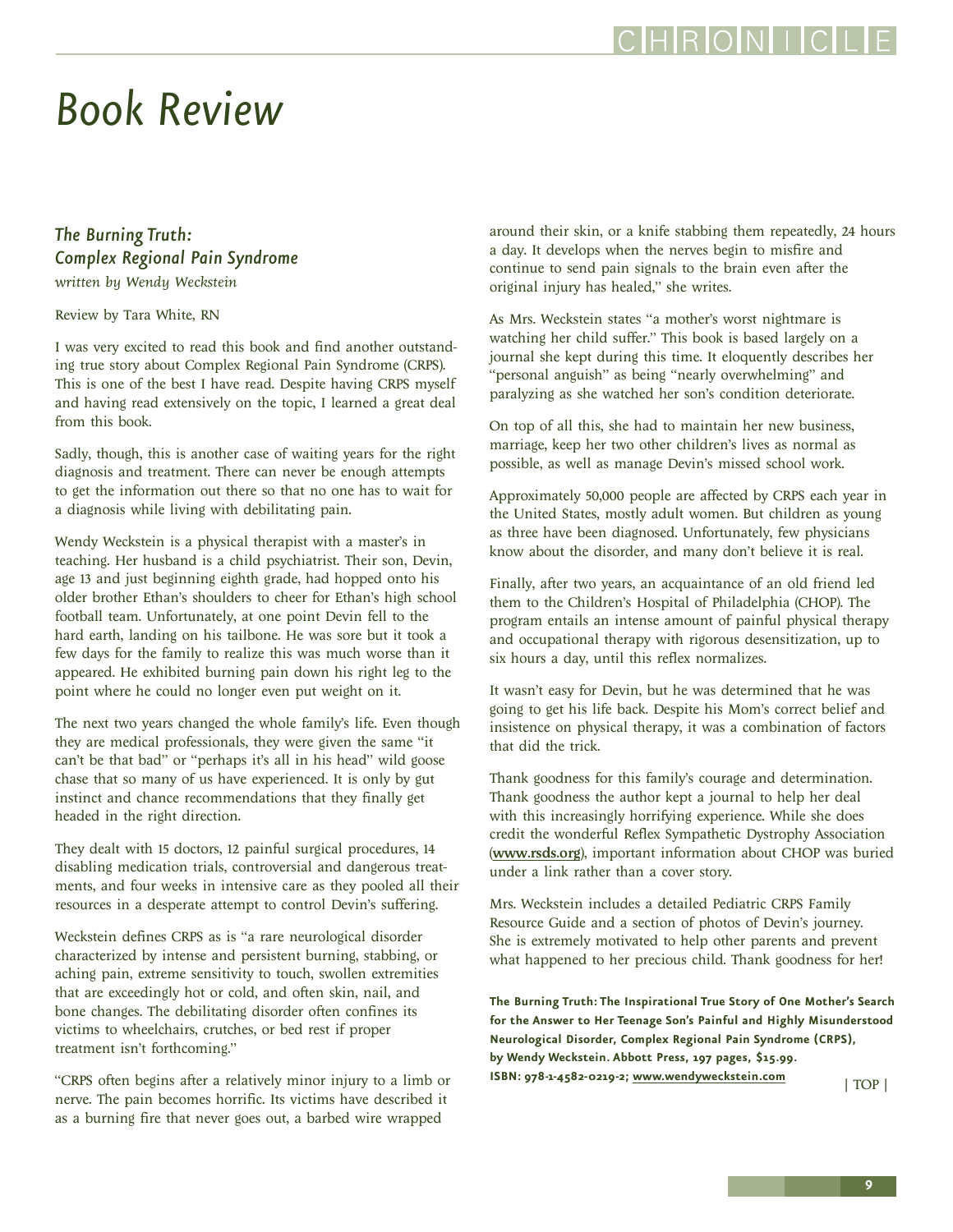# Book Review

### *The Burning Truth: Complex Regional Pain Syndrome*

*written by Wendy Weckstein*

Review by Tara White, RN

I was very excited to read this book and find another outstanding true story about Complex Regional Pain Syndrome (CRPS). This is one of the best I have read. Despite having CRPS myself and having read extensively on the topic, I learned a great deal from this book.

Sadly, though, this is another case of waiting years for the right diagnosis and treatment. There can never be enough attempts to get the information out there so that no one has to wait for a diagnosis while living with debilitating pain.

Wendy Weckstein is a physical therapist with a master's in teaching. Her husband is a child psychiatrist. Their son, Devin, age 13 and just beginning eighth grade, had hopped onto his older brother Ethan's shoulders to cheer for Ethan's high school football team. Unfortunately, at one point Devin fell to the hard earth, landing on his tailbone. He was sore but it took a few days for the family to realize this was much worse than it appeared. He exhibited burning pain down his right leg to the point where he could no longer even put weight on it.

The next two years changed the whole family's life. Even though they are medical professionals, they were given the same "it can't be that bad" or "perhaps it's all in his head" wild goose chase that so many of us have experienced. It is only by gut instinct and chance recommendations that they finally get headed in the right direction.

They dealt with 15 doctors, 12 painful surgical procedures, 14 disabling medication trials, controversial and dangerous treatments, and four weeks in intensive care as they pooled all their resources in a desperate attempt to control Devin's suffering.

Weckstein defines CRPS as is "a rare neurological disorder characterized by intense and persistent burning, stabbing, or aching pain, extreme sensitivity to touch, swollen extremities that are exceedingly hot or cold, and often skin, nail, and bone changes. The debilitating disorder often confines its victims to wheelchairs, crutches, or bed rest if proper treatment isn't forthcoming."

"CRPS often begins after a relatively minor injury to a limb or nerve. The pain becomes horrific. Its victims have described it as a burning fire that never goes out, a barbed wire wrapped around their skin, or a knife stabbing them repeatedly, 24 hours a day. It develops when the nerves begin to misfire and continue to send pain signals to the brain even after the original injury has healed," she writes.

As Mrs. Weckstein states "a mother's worst nightmare is watching her child suffer." This book is based largely on a journal she kept during this time. It eloquently describes her "personal anguish" as being "nearly overwhelming" and paralyzing as she watched her son's condition deteriorate.

On top of all this, she had to maintain her new business, marriage, keep her two other children's lives as normal as possible, as well as manage Devin's missed school work.

Approximately 50,000 people are affected by CRPS each year in the United States, mostly adult women. But children as young as three have been diagnosed. Unfortunately, few physicians know about the disorder, and many don't believe it is real.

Finally, after two years, an acquaintance of an old friend led them to the Children's Hospital of Philadelphia (CHOP). The program entails an intense amount of painful physical therapy and occupational therapy with rigorous desensitization, up to six hours a day, until this reflex normalizes.

It wasn't easy for Devin, but he was determined that he was going to get his life back. Despite his Mom's correct belief and insistence on physical therapy, it was a combination of factors that did the trick.

Thank goodness for this family's courage and determination. Thank goodness the author kept a journal to help her deal with this increasingly horrifying experience. While she does credit the wonderful Reflex Sympathetic Dystrophy Association (**www.rsds.org**), important information about CHOP was buried under a link rather than a cover story.

Mrs. Weckstein includes a detailed Pediatric CRPS Family Resource Guide and a section of photos of Devin's journey. She is extremely motivated to help other parents and prevent what happened to her precious child. Thank goodness for her!

**The Burning Truth: The Inspirational True Story of One Mother's Search for the Answer to Her Teenage Son's Painful and Highly Misunderstood Neurological Disorder, Complex Regional Pain Syndrome (CRPS), by Wendy Weckstein. Abbott Press, 197 pages, $15.99. ISBN: 978-1-4582-0219-2; www.wendyweckstein.com**

| TOP |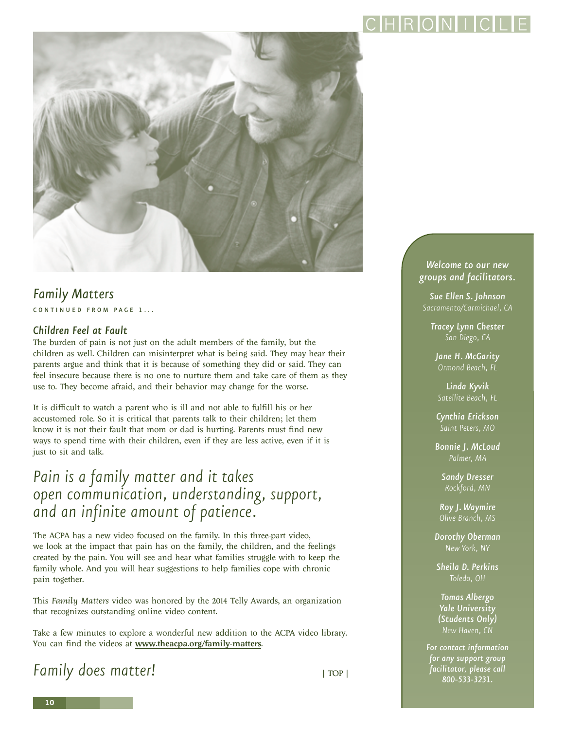## Family Matters

CONTINUED FROM PAGE 1...

### *Children Feel at Fault*

The burden of pain is not just on the adult members of the family, but the children as well. Children can misinterpret what is being said. They may hear their parents argue and think that it is because of something they did or said. They can feel insecure because there is no one to nurture them and take care of them as they use to. They become afraid, and their behavior may change for the worse.

It is difficult to watch a parent who is ill and not able to fulfill his or her accustomed role. So it is critical that parents talk to their children; let them know it is not their fault that mom or dad is hurting. Parents must find new ways to spend time with their children, even if they are less active, even if it is just to sit and talk.

*Pain is a family matter and it takes open communication, understanding, support, and an infinite amount of patience.*

The ACPA has a new video focused on the family. In this three-part video, we look at the impact that pain has on the family, the children, and the feelings created by the pain. You will see and hear what families struggle with to keep the family whole. And you will hear suggestions to help families cope with chronic pain together.

This *Family Matters* video was honored by the 2014 Telly Awards, an organization that recognizes outstanding online video content.

Take a few minutes to explore a wonderful new addition to the ACPA video library. You can find the videos at **www.theacpa.org/family-matters**.

*Family does matter!*

| TOP |

---

*Welcome to our new groups and facilitators.*

**Sue Ellen S. Johnson**
*Sacramento/Carmichael, CA*

**Tracey Lynn Chester**
*San Diego, CA*

**Jane H. McGarity**
*Ormond Beach, FL*

**Linda Kyvik**
*Satellite Beach, FL*

**Cynthia Erickson**
*Saint Peters, MO*

**Bonnie J. McLoud**
*Palmer, MA*

**Sandy Dresser**
*Rockford, MN*

**Roy J. Waymire**
*Olive Branch, MS*

**Dorothy Oberman**
*New York, NY*

**Sheila D. Perkins**
*Toledo, OH*

**Tomas Albergo**
**Yale University (Students Only)**
*New Haven, CN*

***For contact information for any support group facilitator, please call 800-533-3231.***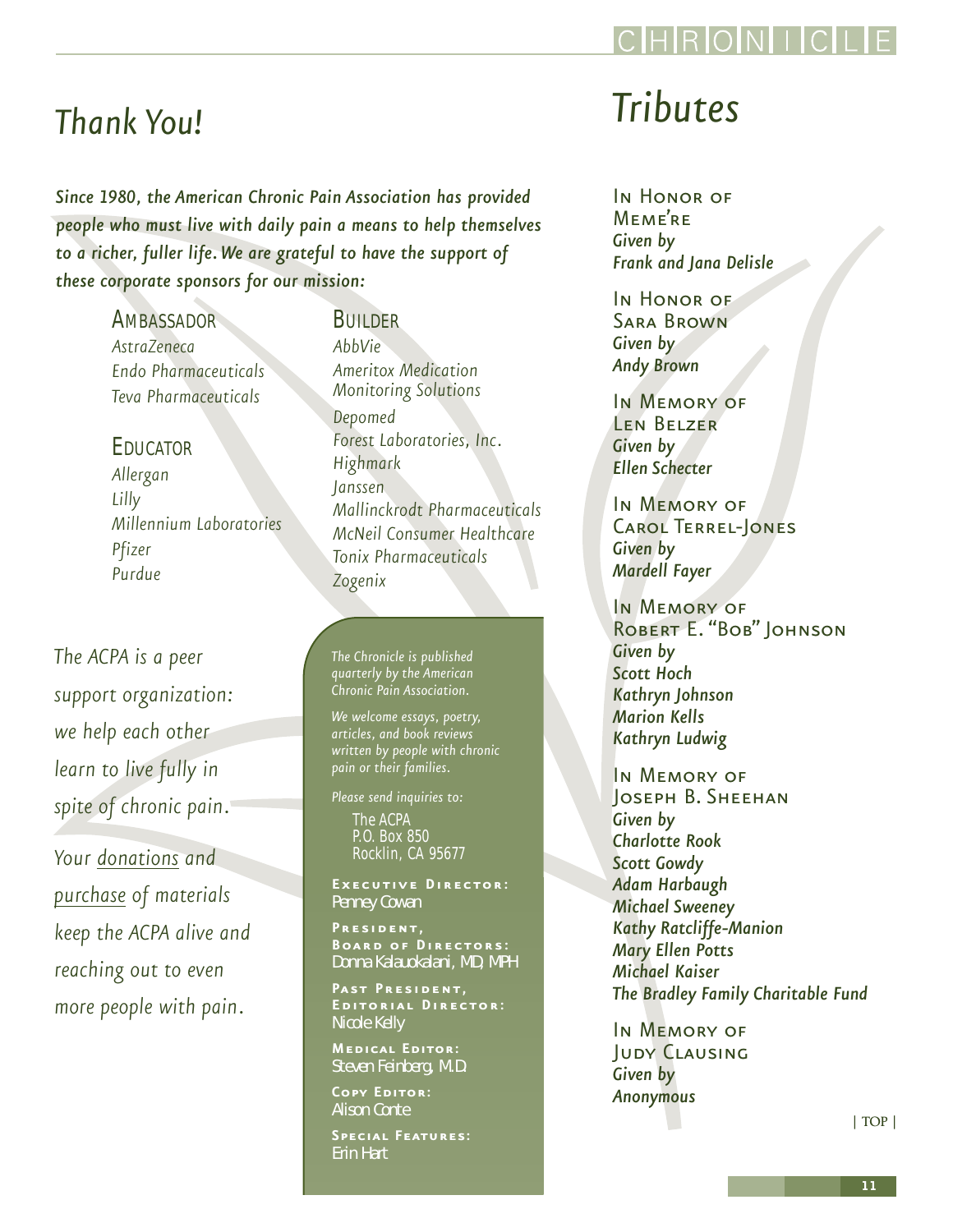# Thank You!

***Since 1980, the American Chronic Pain Association has provided people who must live with daily pain a means to help themselves to a richer, fuller life. We are grateful to have the support of these corporate sponsors for our mission:***

**AMBASSADOR**
*AstraZeneca*
*Endo Pharmaceuticals*
*Teva Pharmaceuticals*

**EDUCATOR**
*Allergan*
*Lilly*
*Millennium Laboratories*
*Pfizer*
*Purdue*

**BUILDER**
*AbbVie*
*Ameritox Medication Monitoring Solutions*
*Depomed*
*Forest Laboratories, Inc.*
*Highmark*
*Janssen*
*Mallinckrodt Pharmaceuticals*
*McNeil Consumer Healthcare*
*Tonix Pharmaceuticals*
*Zogenix*

*The ACPA is a peer support organization: we help each other learn to live fully in spite of chronic pain.*

*Your donations and purchase of materials keep the ACPA alive and reaching out to even more people with pain.*

*The Chronicle is published quarterly by the American Chronic Pain Association.*

*We welcome essays, poetry, articles, and book reviews written by people with chronic pain or their families.*

*Please send inquiries to:*

The ACPA
P.O. Box 850
Rocklin, CA 95677

**EXECUTIVE DIRECTOR:**
Penney Cowan

**PRESIDENT, BOARD OF DIRECTORS:**
Donna Kalauokalani, MD, MPH

**PAST PRESIDENT, EDITORIAL DIRECTOR:**
Nicole Kelly

**MEDICAL EDITOR:**
Steven Feinberg, M.D.

**COPY EDITOR:**
Alison Conte

**SPECIAL FEATURES:**
Erin Hart

# Tributes

IN HONOR OF MEME'RE
***Given by***
***Frank and Jana Delisle***

IN HONOR OF SARA BROWN
***Given by***
***Andy Brown***

IN MEMORY OF LEN BELZER
***Given by***
***Ellen Schecter***

IN MEMORY OF CAROL TERREL-JONES
***Given by***
***Mardell Fayer***

IN MEMORY OF ROBERT E. "BOB" JOHNSON
***Given by***
***Scott Hoch***
***Kathryn Johnson***
***Marion Kells***
***Kathryn Ludwig***

IN MEMORY OF JOSEPH B. SHEEHAN
***Given by***
***Charlotte Rook***
***Scott Gowdy***
***Adam Harbaugh***
***Michael Sweeney***
***Kathy Ratcliffe-Manion***
***Mary Ellen Potts***
***Michael Kaiser***
***The Bradley Family Charitable Fund***

IN MEMORY OF JUDY CLAUSING
***Given by***
***Anonymous***

| TOP |